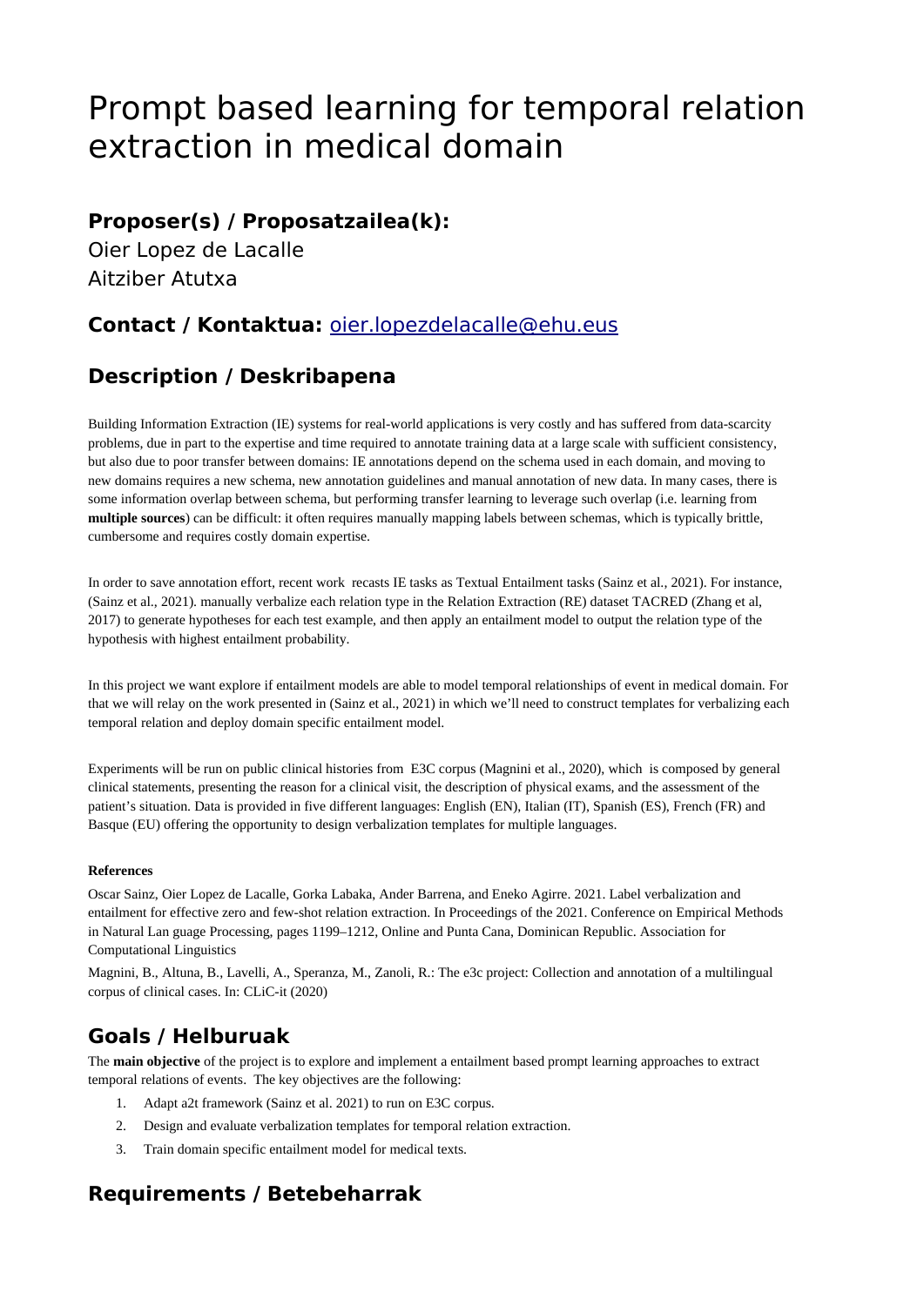# Prompt based learning for temporal relation extraction in medical domain

## Proposer(s) / Proposatzailea(k):

Oier Lopez de Lacalle
Aitziber Atutxa

## Contact / Kontaktua: [oier.lopezdelacalle@ehu.eus](mailto:oier.lopezdelacalle@ehu.eus)

## Description / Deskribapena

Building Information Extraction (IE) systems for real-world applications is very costly and has suffered from data-scarcity problems, due in part to the expertise and time required to annotate training data at a large scale with sufficient consistency, but also due to poor transfer between domains: IE annotations depend on the schema used in each domain, and moving to new domains requires a new schema, new annotation guidelines and manual annotation of new data. In many cases, there is some information overlap between schema, but performing transfer learning to leverage such overlap (i.e. learning from **multiple sources**) can be difficult: it often requires manually mapping labels between schemas, which is typically brittle, cumbersome and requires costly domain expertise.

In order to save annotation effort, recent work recasts IE tasks as Textual Entailment tasks (Sainz et al., 2021). For instance, (Sainz et al., 2021). manually verbalize each relation type in the Relation Extraction (RE) dataset TACRED (Zhang et al, 2017) to generate hypotheses for each test example, and then apply an entailment model to output the relation type of the hypothesis with highest entailment probability.

In this project we want explore if entailment models are able to model temporal relationships of event in medical domain. For that we will relay on the work presented in (Sainz et al., 2021) in which we'll need to construct templates for verbalizing each temporal relation and deploy domain specific entailment model.

Experiments will be run on public clinical histories from E3C corpus (Magnini et al., 2020), which is composed by general clinical statements, presenting the reason for a clinical visit, the description of physical exams, and the assessment of the patient's situation. Data is provided in five different languages: English (EN), Italian (IT), Spanish (ES), French (FR) and Basque (EU) offering the opportunity to design verbalization templates for multiple languages.

**References**

Oscar Sainz, Oier Lopez de Lacalle, Gorka Labaka, Ander Barrena, and Eneko Agirre. 2021. Label verbalization and entailment for effective zero and few-shot relation extraction. In Proceedings of the 2021. Conference on Empirical Methods in Natural Lan guage Processing, pages 1199–1212, Online and Punta Cana, Dominican Republic. Association for Computational Linguistics

Magnini, B., Altuna, B., Lavelli, A., Speranza, M., Zanoli, R.: The e3c project: Collection and annotation of a multilingual corpus of clinical cases. In: CLiC-it (2020)

## Goals / Helburuak

The **main objective** of the project is to explore and implement a entailment based prompt learning approaches to extract temporal relations of events. The key objectives are the following:

1. Adapt a2t framework (Sainz et al. 2021) to run on E3C corpus.
2. Design and evaluate verbalization templates for temporal relation extraction.
3. Train domain specific entailment model for medical texts.

## Requirements / Betebeharrak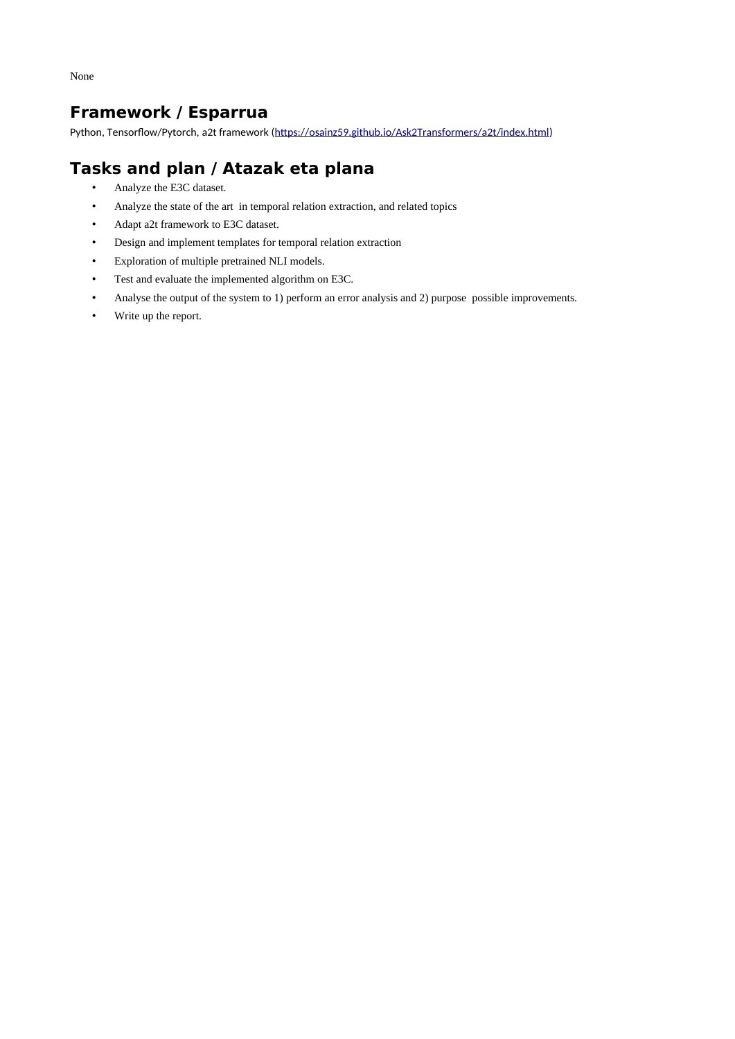None

## Framework / Esparrua

Python, Tensorflow/Pytorch, a2t framework (https://osainz59.github.io/Ask2Transformers/a2t/index.html)

## Tasks and plan / Atazak eta plana

- Analyze the E3C dataset.
- Analyze the state of the art in temporal relation extraction, and related topics
- Adapt a2t framework to E3C dataset.
- Design and implement templates for temporal relation extraction
- Exploration of multiple pretrained NLI models.
- Test and evaluate the implemented algorithm on E3C.
- Analyse the output of the system to 1) perform an error analysis and 2) purpose possible improvements.
- Write up the report.